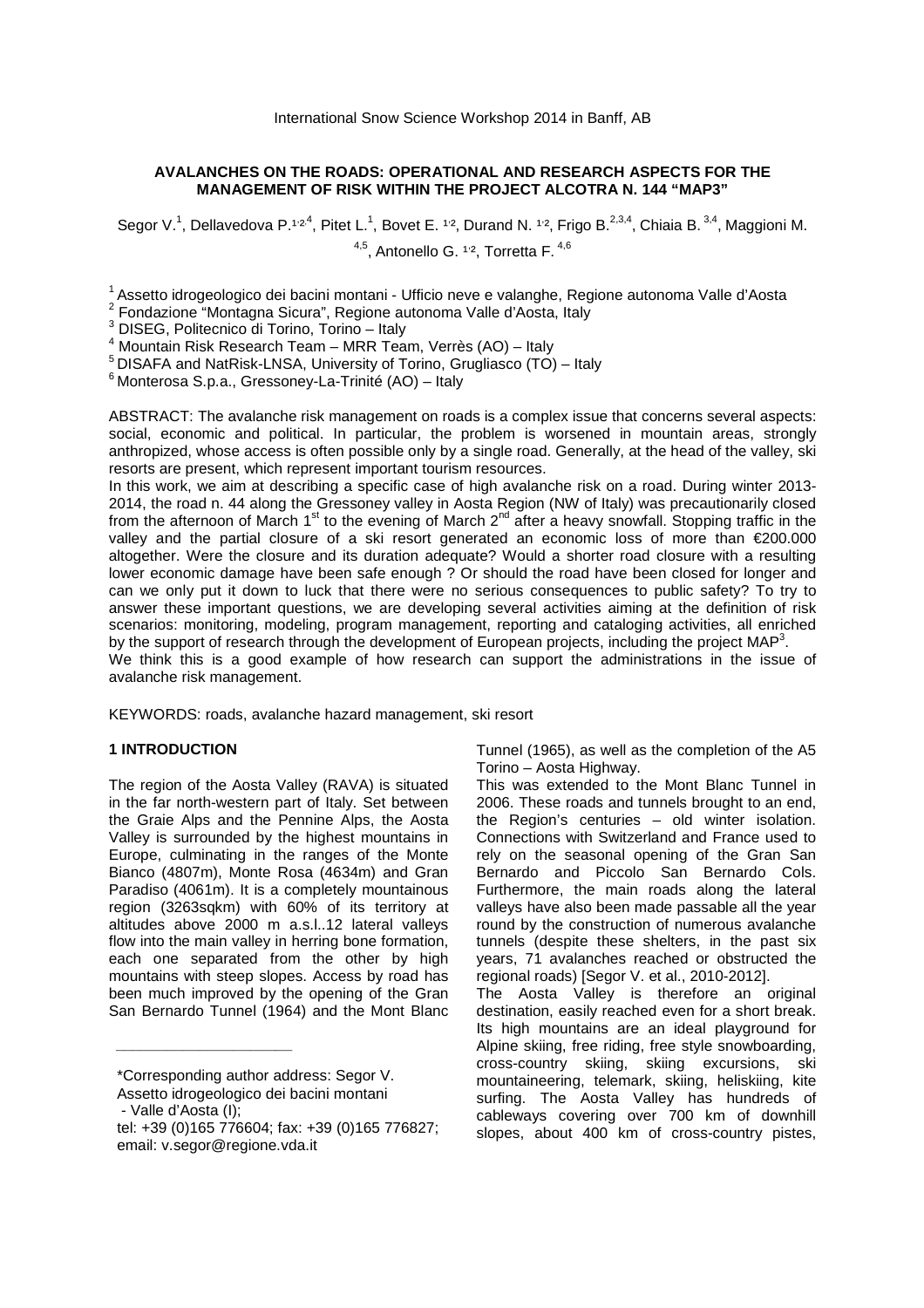International Snow Science Workshop 2014 in Banff, AB

# AVALANCHES ON THE ROADS: OPERATIONAL AND RESEARCH ASPECTS FOR THE MANAGEMENT OF RISK WITHIN THE PROJECT ALCOTRA N. 144 "MAP3"

Segor V.[1], Dellavedova P.[1,2,4], Pitet L.[1], Bovet E. [1,2], Durand N. [1,2], Frigo B.[2,3,4], Chiaia B. [3,4], Maggioni M. [4,5], Antonello G. [1,2], Torretta F. [4,6]

[1] Assetto idrogeologico dei bacini montani - Ufficio neve e valanghe, Regione autonoma Valle d'Aosta
[2] Fondazione "Montagna Sicura", Regione autonoma Valle d'Aosta, Italy
[3] DISEG, Politecnico di Torino, Torino – Italy
[4] Mountain Risk Research Team – MRR Team, Verrès (AO) – Italy
[5] DISAFA and NatRisk-LNSA, University of Torino, Grugliasco (TO) – Italy
[6] Monterosa S.p.a., Gressoney-La-Trinité (AO) – Italy

ABSTRACT: The avalanche risk management on roads is a complex issue that concerns several aspects: social, economic and political. In particular, the problem is worsened in mountain areas, strongly anthropized, whose access is often possible only by a single road. Generally, at the head of the valley, ski resorts are present, which represent important tourism resources.
In this work, we aim at describing a specific case of high avalanche risk on a road. During winter 2013-2014, the road n. 44 along the Gressoney valley in Aosta Region (NW of Italy) was precautionarily closed from the afternoon of March 1st to the evening of March 2nd after a heavy snowfall. Stopping traffic in the valley and the partial closure of a ski resort generated an economic loss of more than €200.000 altogether. Were the closure and its duration adequate? Would a shorter road closure with a resulting lower economic damage have been safe enough ? Or should the road have been closed for longer and can we only put it down to luck that there were no serious consequences to public safety? To try to answer these important questions, we are developing several activities aiming at the definition of risk scenarios: monitoring, modeling, program management, reporting and cataloging activities, all enriched by the support of research through the development of European projects, including the project MAP[3].
We think this is a good example of how research can support the administrations in the issue of avalanche risk management.

KEYWORDS: roads, avalanche hazard management, ski resort

## 1 INTRODUCTION

The region of the Aosta Valley (RAVA) is situated in the far north-western part of Italy. Set between the Graie Alps and the Pennine Alps, the Aosta Valley is surrounded by the highest mountains in Europe, culminating in the ranges of the Monte Bianco (4807m), Monte Rosa (4634m) and Gran Paradiso (4061m). It is a completely mountainous region (3263sqkm) with 60% of its territory at altitudes above 2000 m a.s.l..12 lateral valleys flow into the main valley in herring bone formation, each one separated from the other by high mountains with steep slopes. Access by road has been much improved by the opening of the Gran San Bernardo Tunnel (1964) and the Mont Blanc Tunnel (1965), as well as the completion of the A5 Torino – Aosta Highway.

This was extended to the Mont Blanc Tunnel in 2006. These roads and tunnels brought to an end, the Region's centuries – old winter isolation. Connections with Switzerland and France used to rely on the seasonal opening of the Gran San Bernardo and Piccolo San Bernardo Cols. Furthermore, the main roads along the lateral valleys have also been made passable all the year round by the construction of numerous avalanche tunnels (despite these shelters, in the past six years, 71 avalanches reached or obstructed the regional roads) [Segor V. et al., 2010-2012].

The Aosta Valley is therefore an original destination, easily reached even for a short break. Its high mountains are an ideal playground for Alpine skiing, free riding, free style snowboarding, cross-country skiing, skiing excursions, ski mountaineering, telemark, skiing, heliskiing, kite surfing. The Aosta Valley has hundreds of cableways covering over 700 km of downhill slopes, about 400 km of cross-country pistes,

\*Corresponding author address: Segor V.
Assetto idrogeologico dei bacini montani
- Valle d'Aosta (I);
tel: +39 (0)165 776604; fax: +39 (0)165 776827;
email: v.segor@regione.vda.it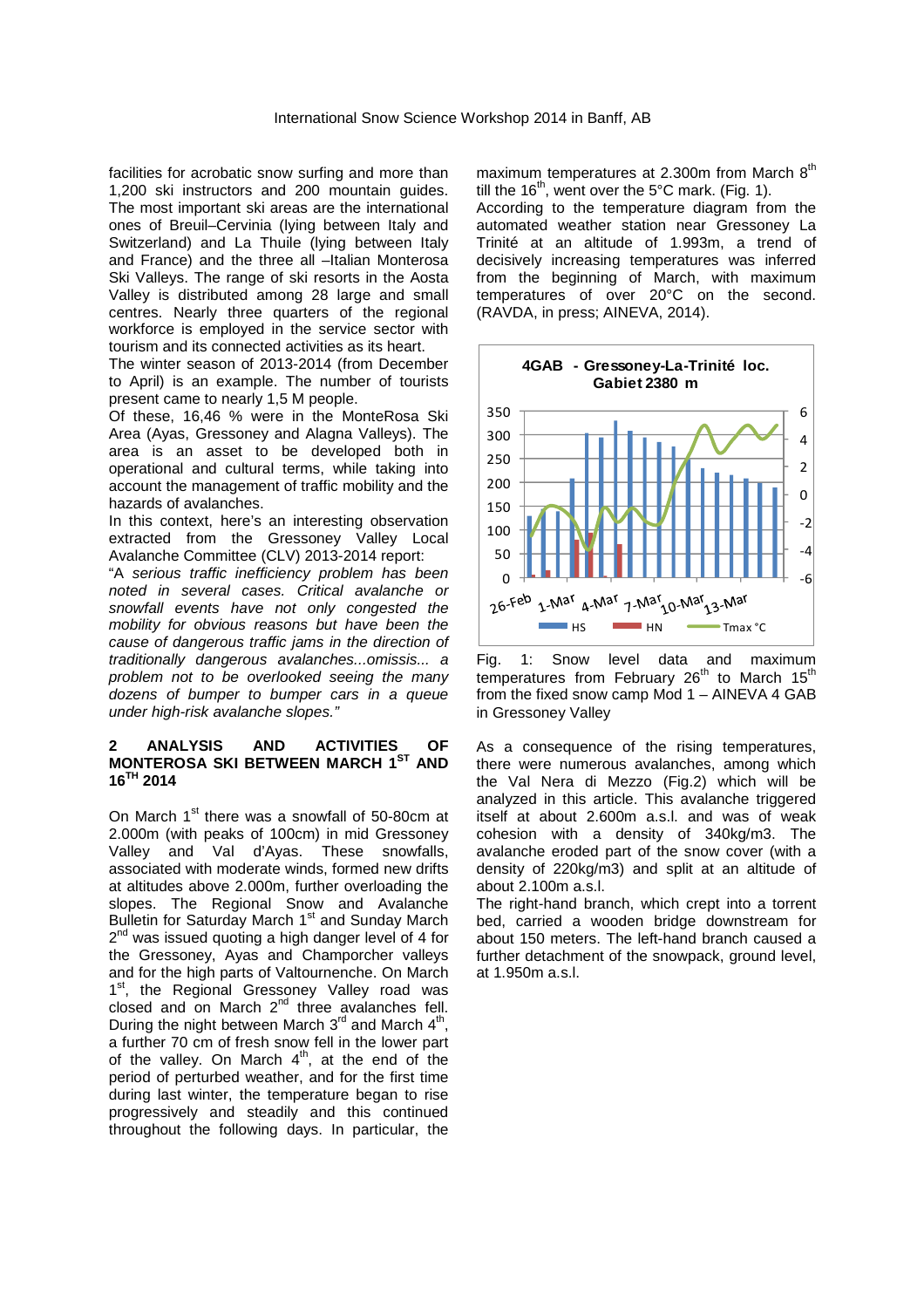facilities for acrobatic snow surfing and more than 1,200 ski instructors and 200 mountain guides. The most important ski areas are the international ones of Breuil–Cervinia (lying between Italy and Switzerland) and La Thuile (lying between Italy and France) and the three all –Italian Monterosa Ski Valleys. The range of ski resorts in the Aosta Valley is distributed among 28 large and small centres. Nearly three quarters of the regional workforce is employed in the service sector with tourism and its connected activities as its heart.

The winter season of 2013-2014 (from December to April) is an example. The number of tourists present came to nearly 1,5 M people.

Of these, 16,46 % were in the MonteRosa Ski Area (Ayas, Gressoney and Alagna Valleys). The area is an asset to be developed both in operational and cultural terms, while taking into account the management of traffic mobility and the hazards of avalanches.

In this context, here's an interesting observation extracted from the Gressoney Valley Local Avalanche Committee (CLV) 2013-2014 report:

"*A serious traffic inefficiency problem has been noted in several cases. Critical avalanche or snowfall events have not only congested the mobility for obvious reasons but have been the cause of dangerous traffic jams in the direction of traditionally dangerous avalanches...omissis... a problem not to be overlooked seeing the many dozens of bumper to bumper cars in a queue under high-risk avalanche slopes.*"

## 2 ANALYSIS AND ACTIVITIES OF MONTEROSA SKI BETWEEN MARCH 1ST AND 16TH 2014

On March 1st there was a snowfall of 50-80cm at 2.000m (with peaks of 100cm) in mid Gressoney Valley and Val d'Ayas. These snowfalls, associated with moderate winds, formed new drifts at altitudes above 2.000m, further overloading the slopes. The Regional Snow and Avalanche Bulletin for Saturday March 1st and Sunday March 2nd was issued quoting a high danger level of 4 for the Gressoney, Ayas and Champorcher valleys and for the high parts of Valtournenche. On March 1st, the Regional Gressoney Valley road was closed and on March 2nd three avalanches fell. During the night between March 3rd and March 4th, a further 70 cm of fresh snow fell in the lower part of the valley. On March 4th, at the end of the period of perturbed weather, and for the first time during last winter, the temperature began to rise progressively and steadily and this continued throughout the following days. In particular, the maximum temperatures at 2.300m from March 8th till the 16th, went over the 5°C mark. (Fig. 1).

According to the temperature diagram from the automated weather station near Gressoney La Trinité at an altitude of 1.993m, a trend of decisively increasing temperatures was inferred from the beginning of March, with maximum temperatures of over 20°C on the second. (RAVDA, in press; AINEVA, 2014).

Fig. 1: Snow level data and maximum temperatures from February 26th to March 15th from the fixed snow camp Mod 1 – AINEVA 4 GAB in Gressoney Valley

As a consequence of the rising temperatures, there were numerous avalanches, among which the Val Nera di Mezzo (Fig.2) which will be analyzed in this article. This avalanche triggered itself at about 2.600m a.s.l. and was of weak cohesion with a density of 340kg/m3. The avalanche eroded part of the snow cover (with a density of 220kg/m3) and split at an altitude of about 2.100m a.s.l.

The right-hand branch, which crept into a torrent bed, carried a wooden bridge downstream for about 150 meters. The left-hand branch caused a further detachment of the snowpack, ground level, at 1.950m a.s.l.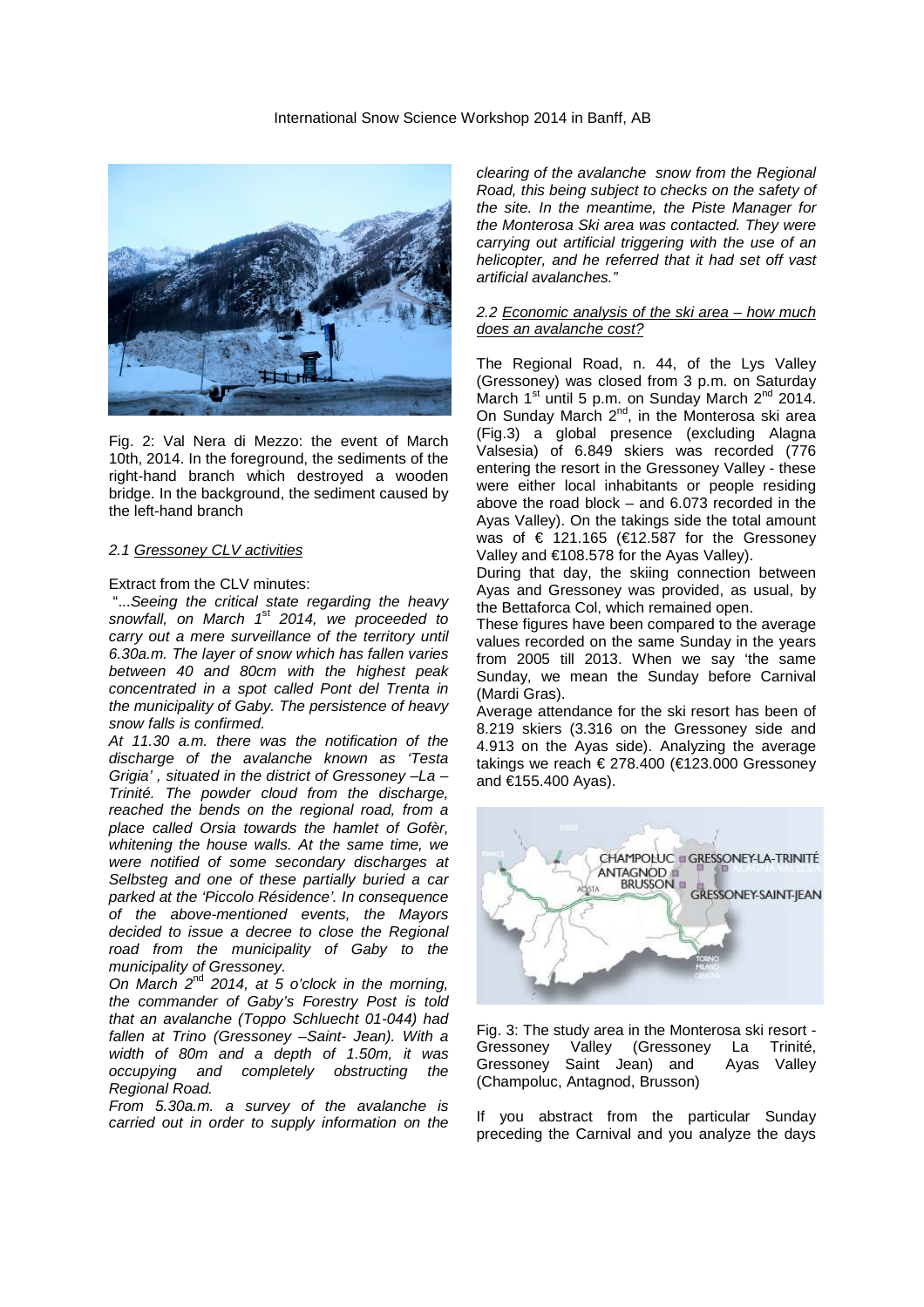Fig. 2: Val Nera di Mezzo: the event of March 10th, 2014. In the foreground, the sediments of the right-hand branch which destroyed a wooden bridge. In the background, the sediment caused by the left-hand branch

### 2.1 Gressoney CLV activities

Extract from the CLV minutes:

"...*Seeing the critical state regarding the heavy snowfall, on March 1st 2014, we proceeded to carry out a mere surveillance of the territory until 6.30a.m. The layer of snow which has fallen varies between 40 and 80cm with the highest peak concentrated in a spot called Pont del Trenta in the municipality of Gaby. The persistence of heavy snow falls is confirmed.*

*At 11.30 a.m. there was the notification of the discharge of the avalanche known as 'Testa Grigia', situated in the district of Gressoney –La – Trinité. The powder cloud from the discharge, reached the bends on the regional road, from a place called Orsia towards the hamlet of Gofèr, whitening the house walls. At the same time, we were notified of some secondary discharges at Selbsteg and one of these partially buried a car parked at the 'Piccolo Résidence'. In consequence of the above-mentioned events, the Mayors decided to issue a decree to close the Regional road from the municipality of Gaby to the municipality of Gressoney.*

*On March 2nd 2014, at 5 o'clock in the morning, the commander of Gaby's Forestry Post is told that an avalanche (Toppo Schluecht 01-044) had fallen at Trino (Gressoney –Saint- Jean). With a width of 80m and a depth of 1.50m, it was occupying and completely obstructing the Regional Road.*

*From 5.30a.m. a survey of the avalanche is carried out in order to supply information on the clearing of the avalanche snow from the Regional Road, this being subject to checks on the safety of the site. In the meantime, the Piste Manager for the Monterosa Ski area was contacted. They were carrying out artificial triggering with the use of an helicopter, and he referred that it had set off vast artificial avalanches."*

### 2.2 Economic analysis of the ski area – how much does an avalanche cost?

The Regional Road, n. 44, of the Lys Valley (Gressoney) was closed from 3 p.m. on Saturday March 1st until 5 p.m. on Sunday March 2nd 2014. On Sunday March 2nd, in the Monterosa ski area (Fig.3) a global presence (excluding Alagna Valsesia) of 6.849 skiers was recorded (776 entering the resort in the Gressoney Valley - these were either local inhabitants or people residing above the road block – and 6.073 recorded in the Ayas Valley). On the takings side the total amount was of € 121.165 (€12.587 for the Gressoney Valley and €108.578 for the Ayas Valley).

During that day, the skiing connection between Ayas and Gressoney was provided, as usual, by the Bettaforca Col, which remained open.

These figures have been compared to the average values recorded on the same Sunday in the years from 2005 till 2013. When we say 'the same Sunday, we mean the Sunday before Carnival (Mardi Gras).

Average attendance for the ski resort has been of 8.219 skiers (3.316 on the Gressoney side and 4.913 on the Ayas side). Analyzing the average takings we reach € 278.400 (€123.000 Gressoney and €155.400 Ayas).

Fig. 3: The study area in the Monterosa ski resort - Gressoney Valley (Gressoney La Trinité, Gressoney Saint Jean) and Ayas Valley (Champoluc, Antagnod, Brusson)

If you abstract from the particular Sunday preceding the Carnival and you analyze the days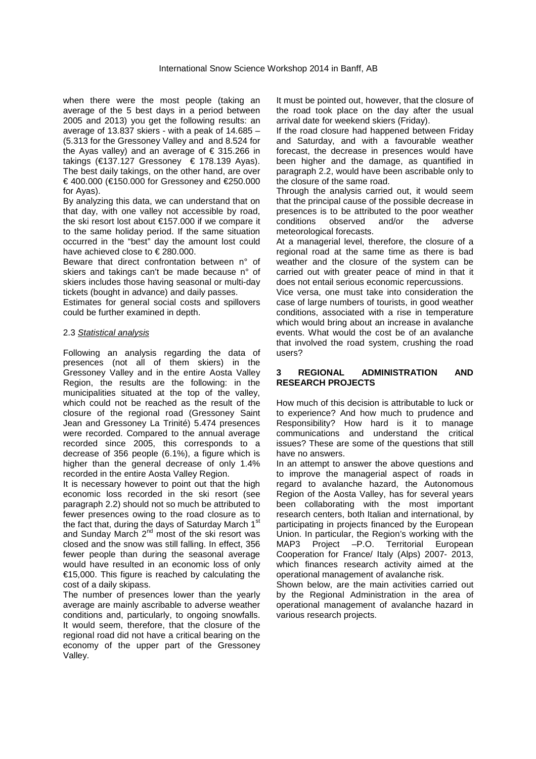when there were the most people (taking an average of the 5 best days in a period between 2005 and 2013) you get the following results: an average of 13.837 skiers - with a peak of 14.685 – (5.313 for the Gressoney Valley and and 8.524 for the Ayas valley) and an average of € 315.266 in takings (€137.127 Gressoney € 178.139 Ayas). The best daily takings, on the other hand, are over € 400.000 (€150.000 for Gressoney and €250.000 for Ayas).

By analyzing this data, we can understand that on that day, with one valley not accessible by road, the ski resort lost about €157.000 if we compare it to the same holiday period. If the same situation occurred in the "best" day the amount lost could have achieved close to € 280.000.

Beware that direct confrontation between n° of skiers and takings can't be made because n° of skiers includes those having seasonal or multi-day tickets (bought in advance) and daily passes.

Estimates for general social costs and spillovers could be further examined in depth.

### 2.3 *Statistical analysis*

Following an analysis regarding the data of presences (not all of them skiers) in the Gressoney Valley and in the entire Aosta Valley Region, the results are the following: in the municipalities situated at the top of the valley, which could not be reached as the result of the closure of the regional road (Gressoney Saint Jean and Gressoney La Trinité) 5.474 presences were recorded. Compared to the annual average recorded since 2005, this corresponds to a decrease of 356 people (6.1%), a figure which is higher than the general decrease of only 1.4% recorded in the entire Aosta Valley Region.

It is necessary however to point out that the high economic loss recorded in the ski resort (see paragraph 2.2) should not so much be attributed to fewer presences owing to the road closure as to the fact that, during the days of Saturday March 1st and Sunday March 2nd most of the ski resort was closed and the snow was still falling. In effect, 356 fewer people than during the seasonal average would have resulted in an economic loss of only €15,000. This figure is reached by calculating the cost of a daily skipass.

The number of presences lower than the yearly average are mainly ascribable to adverse weather conditions and, particularly, to ongoing snowfalls. It would seem, therefore, that the closure of the regional road did not have a critical bearing on the economy of the upper part of the Gressoney Valley.

It must be pointed out, however, that the closure of the road took place on the day after the usual arrival date for weekend skiers (Friday).

If the road closure had happened between Friday and Saturday, and with a favourable weather forecast, the decrease in presences would have been higher and the damage, as quantified in paragraph 2.2, would have been ascribable only to the closure of the same road.

Through the analysis carried out, it would seem that the principal cause of the possible decrease in presences is to be attributed to the poor weather conditions observed and/or the adverse meteorological forecasts.

At a managerial level, therefore, the closure of a regional road at the same time as there is bad weather and the closure of the system can be carried out with greater peace of mind in that it does not entail serious economic repercussions.

Vice versa, one must take into consideration the case of large numbers of tourists, in good weather conditions, associated with a rise in temperature which would bring about an increase in avalanche events. What would the cost be of an avalanche that involved the road system, crushing the road users?

## 3 REGIONAL ADMINISTRATION AND RESEARCH PROJECTS

How much of this decision is attributable to luck or to experience? And how much to prudence and Responsibility? How hard is it to manage communications and understand the critical issues? These are some of the questions that still have no answers.

In an attempt to answer the above questions and to improve the managerial aspect of roads in regard to avalanche hazard, the Autonomous Region of the Aosta Valley, has for several years been collaborating with the most important research centers, both Italian and international, by participating in projects financed by the European Union. In particular, the Region's working with the MAP3 Project –P.O. Territorial European Cooperation for France/ Italy (Alps) 2007- 2013, which finances research activity aimed at the operational management of avalanche risk.

Shown below, are the main activities carried out by the Regional Administration in the area of operational management of avalanche hazard in various research projects.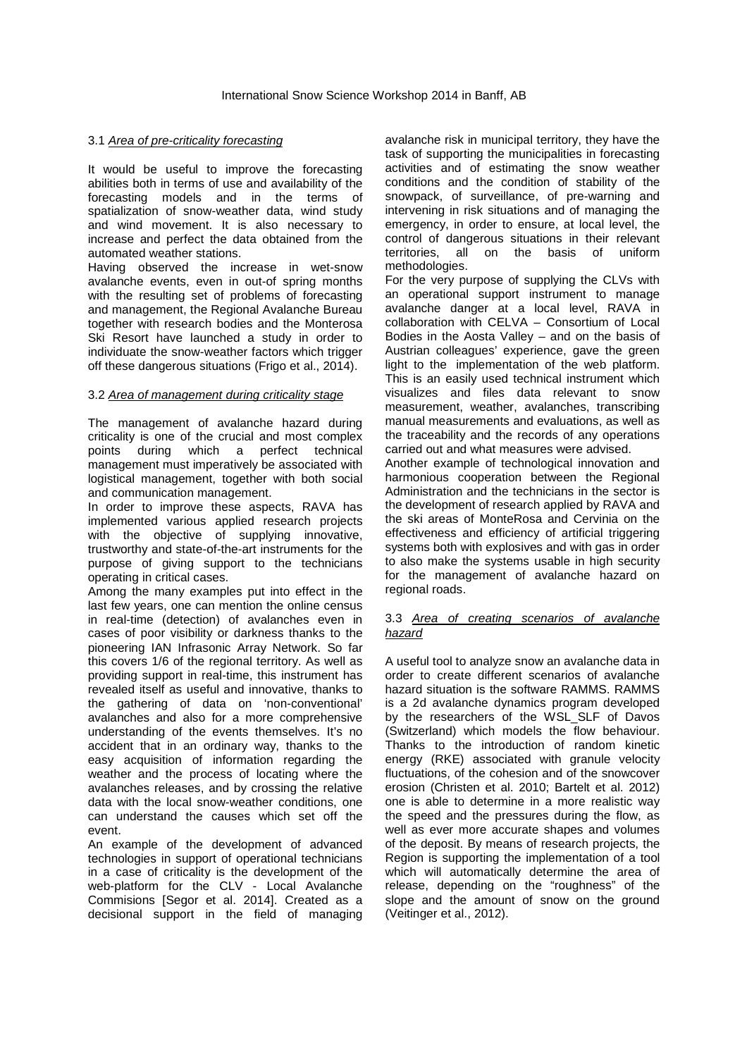### 3.1 *Area of pre-criticality forecasting*

It would be useful to improve the forecasting abilities both in terms of use and availability of the forecasting models and in the terms of spatialization of snow-weather data, wind study and wind movement. It is also necessary to increase and perfect the data obtained from the automated weather stations.

Having observed the increase in wet-snow avalanche events, even in out-of spring months with the resulting set of problems of forecasting and management, the Regional Avalanche Bureau together with research bodies and the Monterosa Ski Resort have launched a study in order to individuate the snow-weather factors which trigger off these dangerous situations (Frigo et al., 2014).

### 3.2 *Area of management during criticality stage*

The management of avalanche hazard during criticality is one of the crucial and most complex points during which a perfect technical management must imperatively be associated with logistical management, together with both social and communication management.

In order to improve these aspects, RAVA has implemented various applied research projects with the objective of supplying innovative, trustworthy and state-of-the-art instruments for the purpose of giving support to the technicians operating in critical cases.

Among the many examples put into effect in the last few years, one can mention the online census in real-time (detection) of avalanches even in cases of poor visibility or darkness thanks to the pioneering IAN Infrasonic Array Network. So far this covers 1/6 of the regional territory. As well as providing support in real-time, this instrument has revealed itself as useful and innovative, thanks to the gathering of data on 'non-conventional' avalanches and also for a more comprehensive understanding of the events themselves. It's no accident that in an ordinary way, thanks to the easy acquisition of information regarding the weather and the process of locating where the avalanches releases, and by crossing the relative data with the local snow-weather conditions, one can understand the causes which set off the event.

An example of the development of advanced technologies in support of operational technicians in a case of criticality is the development of the web-platform for the CLV - Local Avalanche Commisions [Segor et al. 2014]. Created as a decisional support in the field of managing avalanche risk in municipal territory, they have the task of supporting the municipalities in forecasting activities and of estimating the snow weather conditions and the condition of stability of the snowpack, of surveillance, of pre-warning and intervening in risk situations and of managing the emergency, in order to ensure, at local level, the control of dangerous situations in their relevant territories, all on the basis of uniform methodologies.

For the very purpose of supplying the CLVs with an operational support instrument to manage avalanche danger at a local level, RAVA in collaboration with CELVA – Consortium of Local Bodies in the Aosta Valley – and on the basis of Austrian colleagues' experience, gave the green light to the implementation of the web platform. This is an easily used technical instrument which visualizes and files data relevant to snow measurement, weather, avalanches, transcribing manual measurements and evaluations, as well as the traceability and the records of any operations carried out and what measures were advised.

Another example of technological innovation and harmonious cooperation between the Regional Administration and the technicians in the sector is the development of research applied by RAVA and the ski areas of MonteRosa and Cervinia on the effectiveness and efficiency of artificial triggering systems both with explosives and with gas in order to also make the systems usable in high security for the management of avalanche hazard on regional roads.

### 3.3 *Area of creating scenarios of avalanche hazard*

A useful tool to analyze snow an avalanche data in order to create different scenarios of avalanche hazard situation is the software RAMMS. RAMMS is a 2d avalanche dynamics program developed by the researchers of the WSL_SLF of Davos (Switzerland) which models the flow behaviour. Thanks to the introduction of random kinetic energy (RKE) associated with granule velocity fluctuations, of the cohesion and of the snowcover erosion (Christen et al. 2010; Bartelt et al. 2012) one is able to determine in a more realistic way the speed and the pressures during the flow, as well as ever more accurate shapes and volumes of the deposit. By means of research projects, the Region is supporting the implementation of a tool which will automatically determine the area of release, depending on the "roughness" of the slope and the amount of snow on the ground (Veitinger et al., 2012).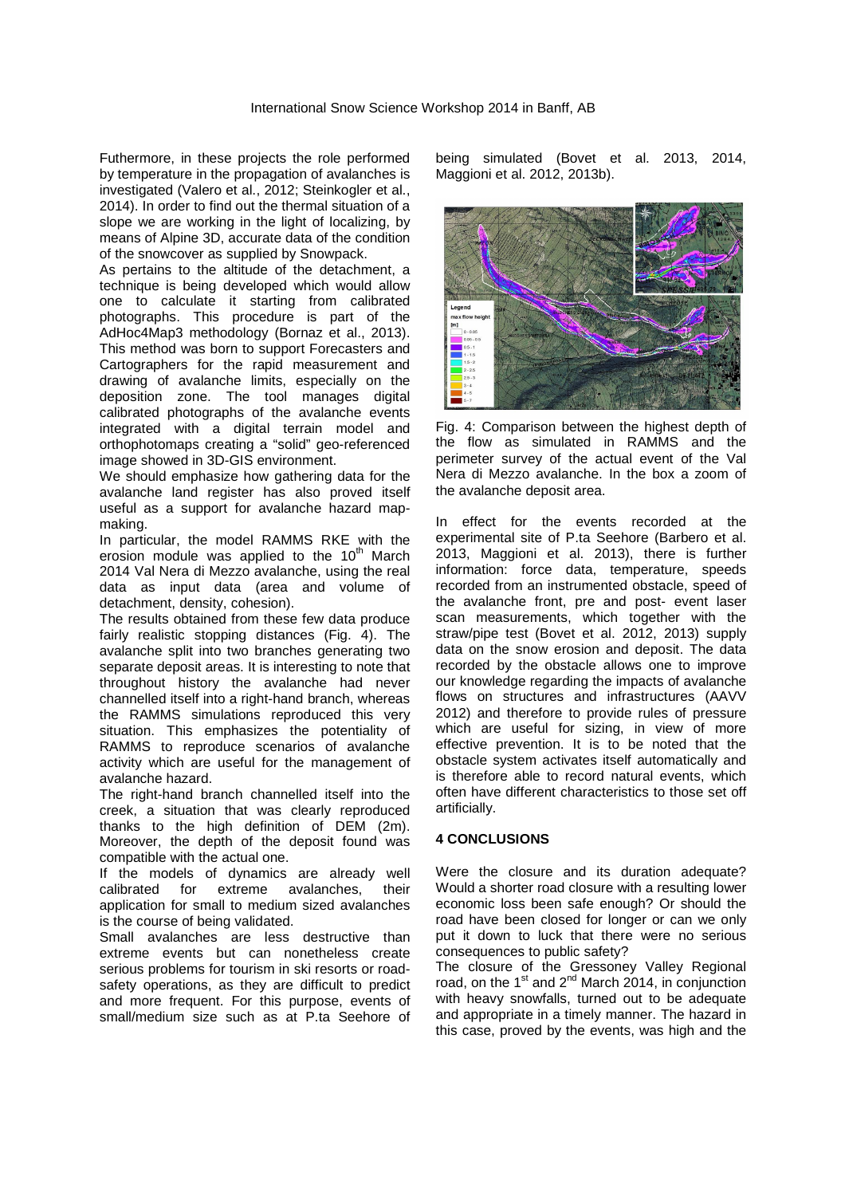Futhermore, in these projects the role performed by temperature in the propagation of avalanches is investigated (Valero et al., 2012; Steinkogler et al., 2014). In order to find out the thermal situation of a slope we are working in the light of localizing, by means of Alpine 3D, accurate data of the condition of the snowcover as supplied by Snowpack.

As pertains to the altitude of the detachment, a technique is being developed which would allow one to calculate it starting from calibrated photographs. This procedure is part of the AdHoc4Map3 methodology (Bornaz et al., 2013). This method was born to support Forecasters and Cartographers for the rapid measurement and drawing of avalanche limits, especially on the deposition zone. The tool manages digital calibrated photographs of the avalanche events integrated with a digital terrain model and orthophotomaps creating a "solid" geo-referenced image showed in 3D-GIS environment.

We should emphasize how gathering data for the avalanche land register has also proved itself useful as a support for avalanche hazard map-making.

In particular, the model RAMMS RKE with the erosion module was applied to the 10th March 2014 Val Nera di Mezzo avalanche, using the real data as input data (area and volume of detachment, density, cohesion).

The results obtained from these few data produce fairly realistic stopping distances (Fig. 4). The avalanche split into two branches generating two separate deposit areas. It is interesting to note that throughout history the avalanche had never channelled itself into a right-hand branch, whereas the RAMMS simulations reproduced this very situation. This emphasizes the potentiality of RAMMS to reproduce scenarios of avalanche activity which are useful for the management of avalanche hazard.

The right-hand branch channelled itself into the creek, a situation that was clearly reproduced thanks to the high definition of DEM (2m). Moreover, the depth of the deposit found was compatible with the actual one.

If the models of dynamics are already well calibrated for extreme avalanches, their application for small to medium sized avalanches is the course of being validated.

Small avalanches are less destructive than extreme events but can nonetheless create serious problems for tourism in ski resorts or road-safety operations, as they are difficult to predict and more frequent. For this purpose, events of small/medium size such as at P.ta Seehore of being simulated (Bovet et al. 2013, 2014, Maggioni et al. 2012, 2013b).

Fig. 4: Comparison between the highest depth of the flow as simulated in RAMMS and the perimeter survey of the actual event of the Val Nera di Mezzo avalanche. In the box a zoom of the avalanche deposit area.

In effect for the events recorded at the experimental site of P.ta Seehore (Barbero et al. 2013, Maggioni et al. 2013), there is further information: force data, temperature, speeds recorded from an instrumented obstacle, speed of the avalanche front, pre and post- event laser scan measurements, which together with the straw/pipe test (Bovet et al. 2012, 2013) supply data on the snow erosion and deposit. The data recorded by the obstacle allows one to improve our knowledge regarding the impacts of avalanche flows on structures and infrastructures (AAVV 2012) and therefore to provide rules of pressure which are useful for sizing, in view of more effective prevention. It is to be noted that the obstacle system activates itself automatically and is therefore able to record natural events, which often have different characteristics to those set off artificially.

## 4 CONCLUSIONS

Were the closure and its duration adequate? Would a shorter road closure with a resulting lower economic loss been safe enough? Or should the road have been closed for longer or can we only put it down to luck that there were no serious consequences to public safety?

The closure of the Gressoney Valley Regional road, on the 1st and 2nd March 2014, in conjunction with heavy snowfalls, turned out to be adequate and appropriate in a timely manner. The hazard in this case, proved by the events, was high and the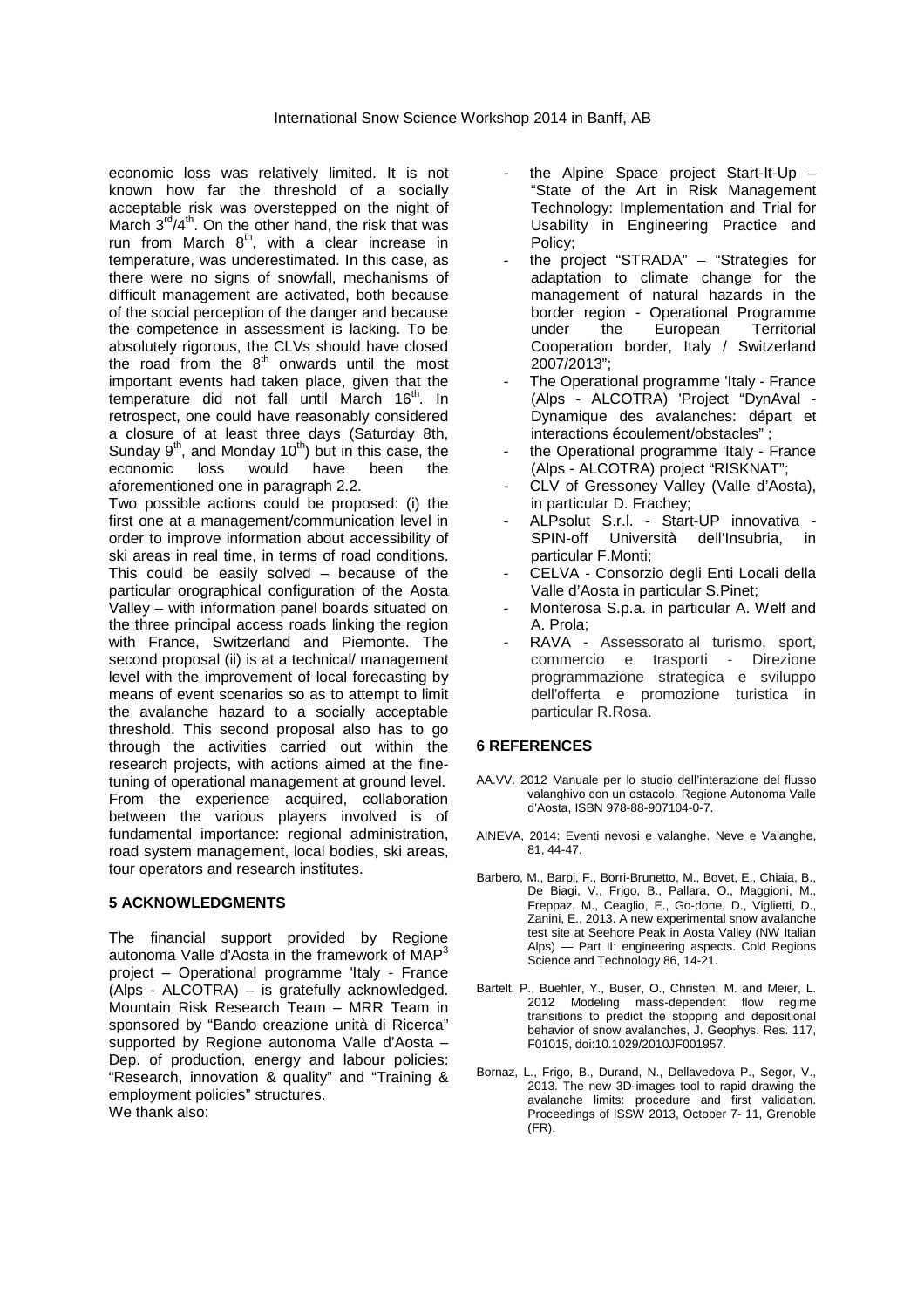economic loss was relatively limited. It is not known how far the threshold of a socially acceptable risk was overstepped on the night of March 3rd/4th. On the other hand, the risk that was run from March 8th, with a clear increase in temperature, was underestimated. In this case, as there were no signs of snowfall, mechanisms of difficult management are activated, both because of the social perception of the danger and because the competence in assessment is lacking. To be absolutely rigorous, the CLVs should have closed the road from the 8th onwards until the most important events had taken place, given that the temperature did not fall until March 16th. In retrospect, one could have reasonably considered a closure of at least three days (Saturday 8th, Sunday 9th, and Monday 10th) but in this case, the economic loss would have been the aforementioned one in paragraph 2.2.

Two possible actions could be proposed: (i) the first one at a management/communication level in order to improve information about accessibility of ski areas in real time, in terms of road conditions. This could be easily solved – because of the particular orographical configuration of the Aosta Valley – with information panel boards situated on the three principal access roads linking the region with France, Switzerland and Piemonte. The second proposal (ii) is at a technical/ management level with the improvement of local forecasting by means of event scenarios so as to attempt to limit the avalanche hazard to a socially acceptable threshold. This second proposal also has to go through the activities carried out within the research projects, with actions aimed at the fine-tuning of operational management at ground level.

From the experience acquired, collaboration between the various players involved is of fundamental importance: regional administration, road system management, local bodies, ski areas, tour operators and research institutes.

## 5 ACKNOWLEDGMENTS

The financial support provided by Regione autonoma Valle d'Aosta in the framework of MAP$^3$ project – Operational programme 'Italy - France (Alps - ALCOTRA) – is gratefully acknowledged. Mountain Risk Research Team – MRR Team in sponsored by "Bando creazione unità di Ricerca" supported by Regione autonoma Valle d'Aosta – Dep. of production, energy and labour policies: "Research, innovation & quality" and "Training & employment policies" structures.

We thank also:

- the Alpine Space project Start-It-Up – "State of the Art in Risk Management Technology: Implementation and Trial for Usability in Engineering Practice and Policy;
- the project "STRADA" – "Strategies for adaptation to climate change for the management of natural hazards in the border region - Operational Programme under the European Territorial Cooperation border, Italy / Switzerland 2007/2013";
- The Operational programme 'Italy - France (Alps - ALCOTRA) 'Project "DynAval - Dynamique des avalanches: départ et interactions écoulement/obstacles" ;
- the Operational programme 'Italy - France (Alps - ALCOTRA) project "RISKNAT";
- CLV of Gressoney Valley (Valle d'Aosta), in particular D. Frachey;
- ALPsolut S.r.l. - Start-UP innovativa - SPIN-off Università dell'Insubria, in particular F.Monti;
- CELVA - Consorzio degli Enti Locali della Valle d'Aosta in particular S.Pinet;
- Monterosa S.p.a. in particular A. Welf and A. Prola;
- RAVA - Assessorato al turismo, sport, commercio e trasporti - Direzione programmazione strategica e sviluppo dell'offerta e promozione turistica in particular R.Rosa.

## 6 REFERENCES

AA.VV. 2012 Manuale per lo studio dell'interazione del flusso valanghivo con un ostacolo. Regione Autonoma Valle d'Aosta, ISBN 978-88-907104-0-7.

AINEVA, 2014: Eventi nevosi e valanghe. Neve e Valanghe, 81, 44-47.

Barbero, M., Barpi, F., Borri-Brunetto, M., Bovet, E., Chiaia, B., De Biagi, V., Frigo, B., Pallara, O., Maggioni, M., Freppaz, M., Ceaglio, E., Go-done, D., Viglietti, D., Zanini, E., 2013. A new experimental snow avalanche test site at Seehore Peak in Aosta Valley (NW Italian Alps) — Part II: engineering aspects. Cold Regions Science and Technology 86, 14-21.

Bartelt, P., Buehler, Y., Buser, O., Christen, M. and Meier, L. 2012 Modeling mass-dependent flow regime transitions to predict the stopping and depositional behavior of snow avalanches, J. Geophys. Res. 117, F01015, doi:10.1029/2010JF001957.

Bornaz, L., Frigo, B., Durand, N., Dellavedova P., Segor, V., 2013. The new 3D-images tool to rapid drawing the avalanche limits: procedure and first validation. Proceedings of ISSW 2013, October 7- 11, Grenoble (FR).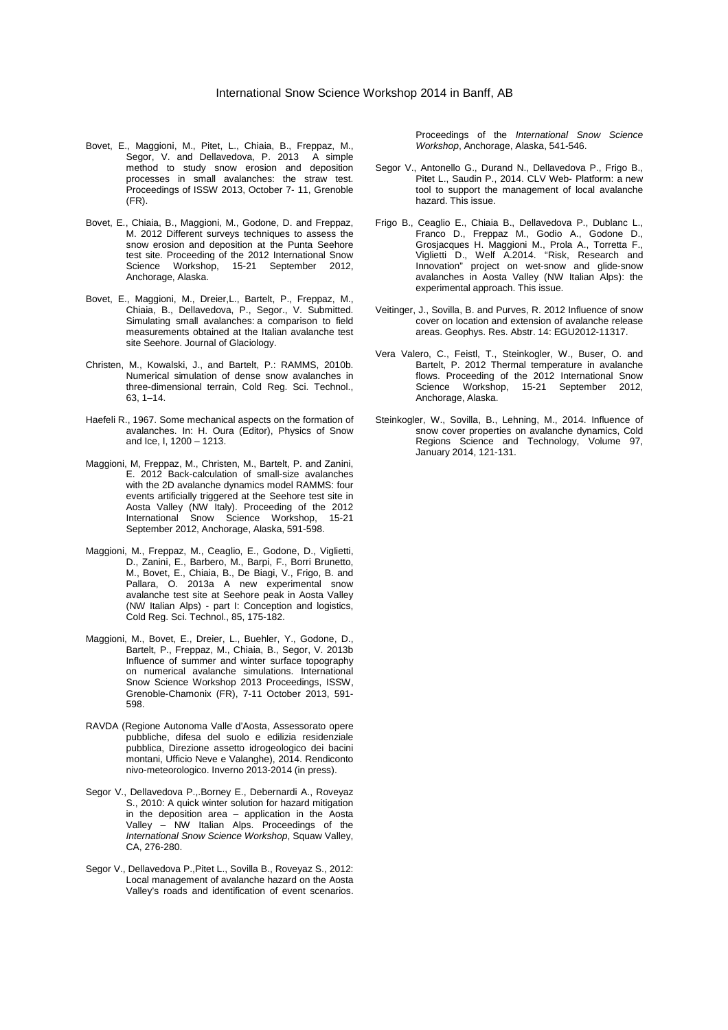Bovet, E., Maggioni, M., Pitet, L., Chiaia, B., Freppaz, M., Segor, V. and Dellavedova, P. 2013 A simple method to study snow erosion and deposition processes in small avalanches: the straw test. Proceedings of ISSW 2013, October 7- 11, Grenoble (FR).

Bovet, E., Chiaia, B., Maggioni, M., Godone, D. and Freppaz, M. 2012 Different surveys techniques to assess the snow erosion and deposition at the Punta Seehore test site. Proceeding of the 2012 International Snow Science Workshop, 15-21 September 2012, Anchorage, Alaska.

Bovet, E., Maggioni, M., Dreier,L., Bartelt, P., Freppaz, M., Chiaia, B., Dellavedova, P., Segor., V. Submitted. Simulating small avalanches: a comparison to field measurements obtained at the Italian avalanche test site Seehore. Journal of Glaciology.

Christen, M., Kowalski, J., and Bartelt, P.: RAMMS, 2010b. Numerical simulation of dense snow avalanches in three-dimensional terrain, Cold Reg. Sci. Technol., 63, 1–14.

Haefeli R., 1967. Some mechanical aspects on the formation of avalanches. In: H. Oura (Editor), Physics of Snow and Ice, I, 1200 – 1213.

Maggioni, M, Freppaz, M., Christen, M., Bartelt, P. and Zanini, E. 2012 Back-calculation of small-size avalanches with the 2D avalanche dynamics model RAMMS: four events artificially triggered at the Seehore test site in Aosta Valley (NW Italy). Proceeding of the 2012 International Snow Science Workshop, 15-21 September 2012, Anchorage, Alaska, 591-598.

Maggioni, M., Freppaz, M., Ceaglio, E., Godone, D., Viglietti, D., Zanini, E., Barbero, M., Barpi, F., Borri Brunetto, M., Bovet, E., Chiaia, B., De Biagi, V., Frigo, B. and Pallara, O. 2013a A new experimental snow avalanche test site at Seehore peak in Aosta Valley (NW Italian Alps) - part I: Conception and logistics, Cold Reg. Sci. Technol., 85, 175-182.

Maggioni, M., Bovet, E., Dreier, L., Buehler, Y., Godone, D., Bartelt, P., Freppaz, M., Chiaia, B., Segor, V. 2013b Influence of summer and winter surface topography on numerical avalanche simulations. International Snow Science Workshop 2013 Proceedings, ISSW, Grenoble-Chamonix (FR), 7-11 October 2013, 591-598.

RAVDA (Regione Autonoma Valle d'Aosta, Assessorato opere pubbliche, difesa del suolo e edilizia residenziale pubblica, Direzione assetto idrogeologico dei bacini montani, Ufficio Neve e Valanghe), 2014. Rendiconto nivo-meteorologico. Inverno 2013-2014 (in press).

Segor V., Dellavedova P.,.Borney E., Debernardi A., Roveyaz S., 2010: A quick winter solution for hazard mitigation in the deposition area – application in the Aosta Valley – NW Italian Alps. Proceedings of the *International Snow Science Workshop*, Squaw Valley, CA, 276-280.

Segor V., Dellavedova P.,Pitet L., Sovilla B., Roveyaz S., 2012: Local management of avalanche hazard on the Aosta Valley's roads and identification of event scenarios. Proceedings of the *International Snow Science Workshop*, Anchorage, Alaska, 541-546.

Segor V., Antonello G., Durand N., Dellavedova P., Frigo B., Pitet L., Saudin P., 2014. CLV Web- Platform: a new tool to support the management of local avalanche hazard. This issue.

Frigo B., Ceaglio E., Chiaia B., Dellavedova P., Dublanc L., Franco D., Freppaz M., Godio A., Godone D., Grosjacques H. Maggioni M., Prola A., Torretta F., Viglietti D., Welf A.2014. "Risk, Research and Innovation" project on wet-snow and glide-snow avalanches in Aosta Valley (NW Italian Alps): the experimental approach. This issue.

Veitinger, J., Sovilla, B. and Purves, R. 2012 Influence of snow cover on location and extension of avalanche release areas. Geophys. Res. Abstr. 14: EGU2012-11317.

Vera Valero, C., Feistl, T., Steinkogler, W., Buser, O. and Bartelt, P. 2012 Thermal temperature in avalanche flows. Proceeding of the 2012 International Snow Science Workshop, 15-21 September 2012, Anchorage, Alaska.

Steinkogler, W., Sovilla, B., Lehning, M., 2014. Influence of snow cover properties on avalanche dynamics, Cold Regions Science and Technology, Volume 97, January 2014, 121-131.